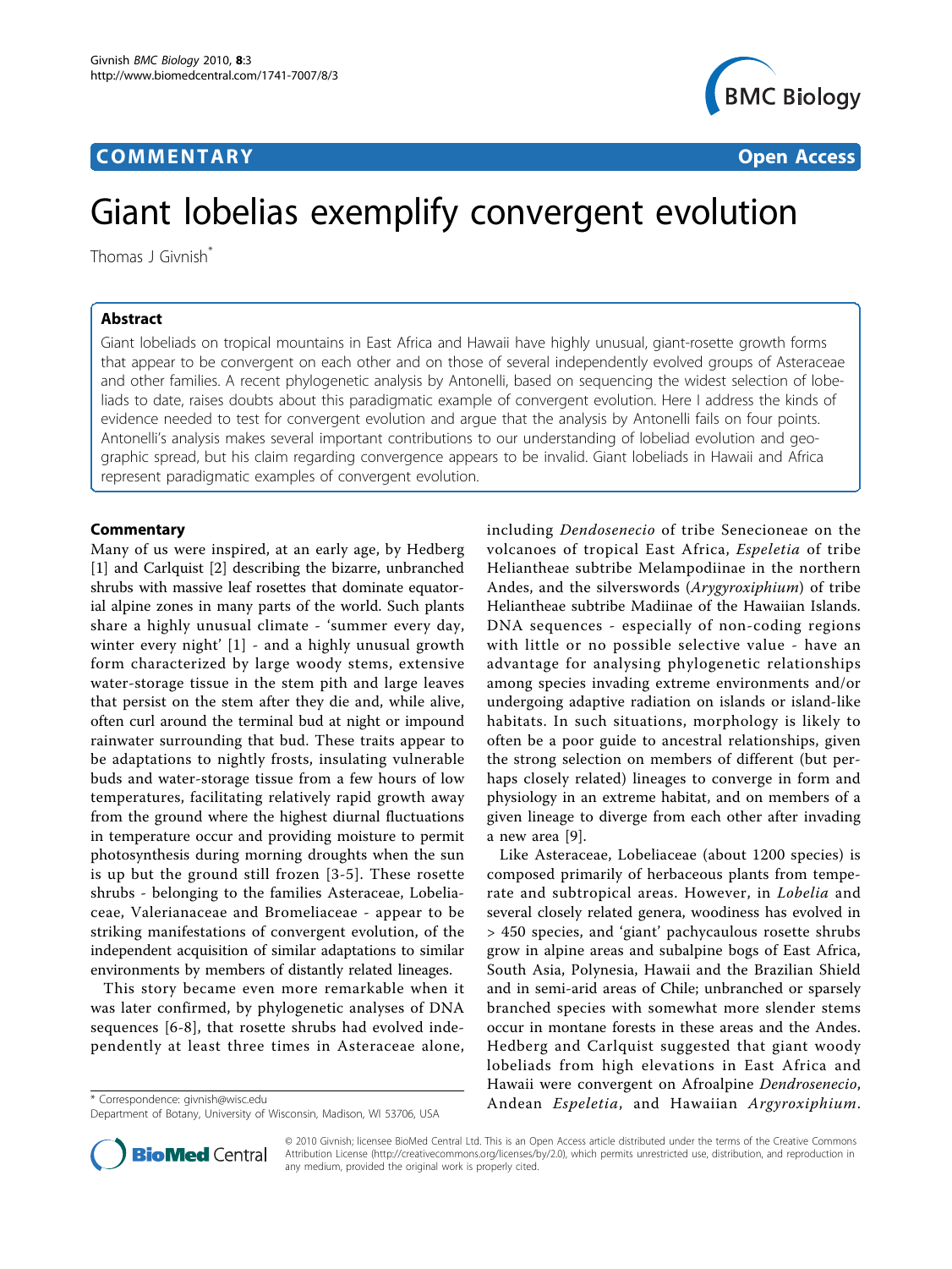COMMENTARY

Open Access

# Giant lobelias exemplify convergent evolution

Thomas J Givnish*

## Abstract

Giant lobeliads on tropical mountains in East Africa and Hawaii have highly unusual, giant-rosette growth forms that appear to be convergent on each other and on those of several independently evolved groups of Asteraceae and other families. A recent phylogenetic analysis by Antonelli, based on sequencing the widest selection of lobeliads to date, raises doubts about this paradigmatic example of convergent evolution. Here I address the kinds of evidence needed to test for convergent evolution and argue that the analysis by Antonelli fails on four points. Antonelli's analysis makes several important contributions to our understanding of lobeliad evolution and geographic spread, but his claim regarding convergence appears to be invalid. Giant lobeliads in Hawaii and Africa represent paradigmatic examples of convergent evolution.

## Commentary

Many of us were inspired, at an early age, by Hedberg [1] and Carlquist [2] describing the bizarre, unbranched shrubs with massive leaf rosettes that dominate equatorial alpine zones in many parts of the world. Such plants share a highly unusual climate - 'summer every day, winter every night' [1] - and a highly unusual growth form characterized by large woody stems, extensive water-storage tissue in the stem pith and large leaves that persist on the stem after they die and, while alive, often curl around the terminal bud at night or impound rainwater surrounding that bud. These traits appear to be adaptations to nightly frosts, insulating vulnerable buds and water-storage tissue from a few hours of low temperatures, facilitating relatively rapid growth away from the ground where the highest diurnal fluctuations in temperature occur and providing moisture to permit photosynthesis during morning droughts when the sun is up but the ground still frozen [3-5]. These rosette shrubs - belonging to the families Asteraceae, Lobeliaceae, Valerianaceae and Bromeliaceae - appear to be striking manifestations of convergent evolution, of the independent acquisition of similar adaptations to similar environments by members of distantly related lineages.

This story became even more remarkable when it was later confirmed, by phylogenetic analyses of DNA sequences [6-8], that rosette shrubs had evolved independently at least three times in Asteraceae alone, including *Dendosenecio* of tribe Senecioneae on the volcanoes of tropical East Africa, *Espeletia* of tribe Heliantheae subtribe Melampodiinae in the northern Andes, and the silverswords (*Arygyroxiphium*) of tribe Heliantheae subtribe Madiinae of the Hawaiian Islands. DNA sequences - especially of non-coding regions with little or no possible selective value - have an advantage for analysing phylogenetic relationships among species invading extreme environments and/or undergoing adaptive radiation on islands or island-like habitats. In such situations, morphology is likely to often be a poor guide to ancestral relationships, given the strong selection on members of different (but perhaps closely related) lineages to converge in form and physiology in an extreme habitat, and on members of a given lineage to diverge from each other after invading a new area [9].

Like Asteraceae, Lobeliaceae (about 1200 species) is composed primarily of herbaceous plants from temperate and subtropical areas. However, in *Lobelia* and several closely related genera, woodiness has evolved in > 450 species, and 'giant' pachycaulous rosette shrubs grow in alpine areas and subalpine bogs of East Africa, South Asia, Polynesia, Hawaii and the Brazilian Shield and in semi-arid areas of Chile; unbranched or sparsely branched species with somewhat more slender stems occur in montane forests in these areas and the Andes. Hedberg and Carlquist suggested that giant woody lobeliads from high elevations in East Africa and Hawaii were convergent on Afroalpine *Dendrosenecio*, Andean *Espeletia*, and Hawaiian *Argyroxiphium*.

* Correspondence: givnish@wisc.edu
Department of Botany, University of Wisconsin, Madison, WI 53706, USA

© 2010 Givnish; licensee BioMed Central Ltd. This is an Open Access article distributed under the terms of the Creative Commons Attribution License (http://creativecommons.org/licenses/by/2.0), which permits unrestricted use, distribution, and reproduction in any medium, provided the original work is properly cited.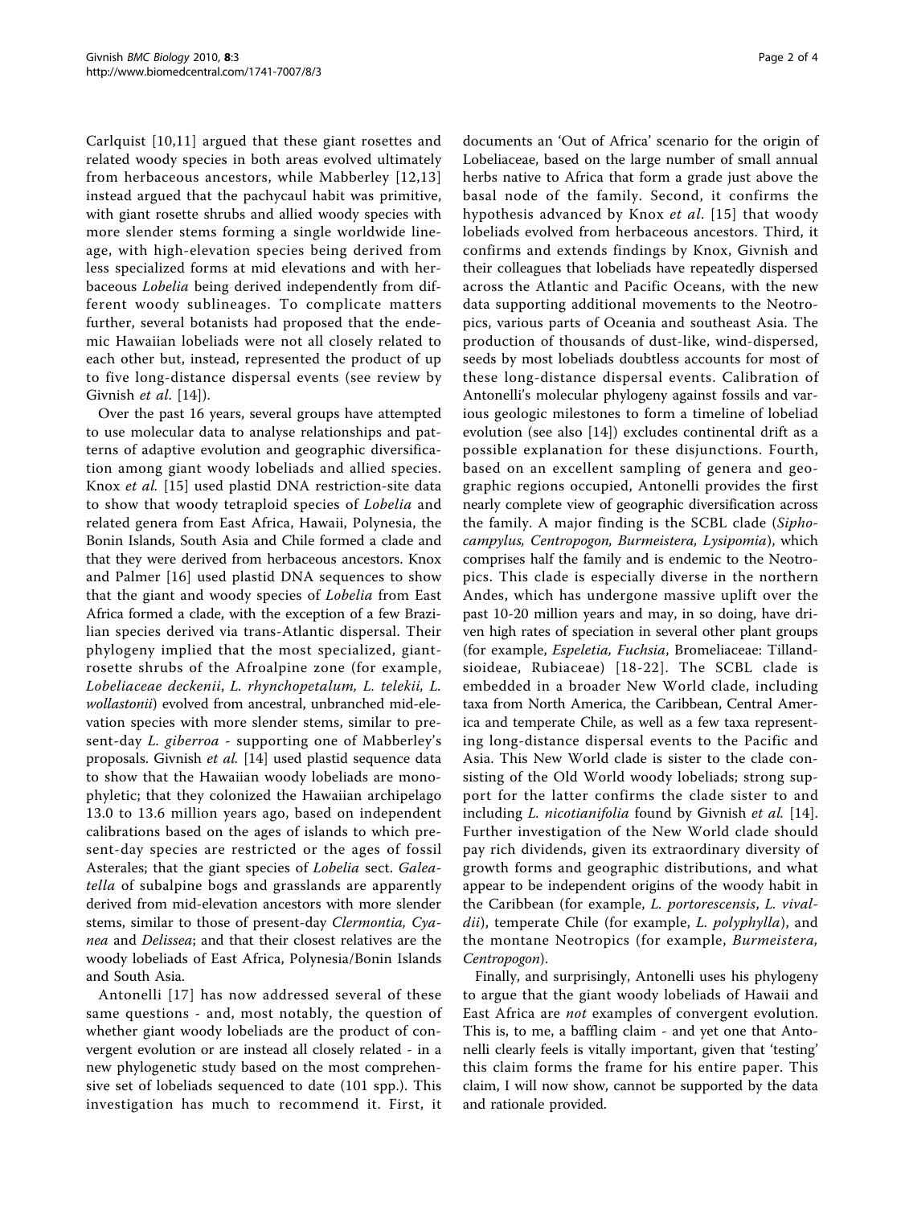Carlquist [10,11] argued that these giant rosettes and related woody species in both areas evolved ultimately from herbaceous ancestors, while Mabberley [12,13] instead argued that the pachycaul habit was primitive, with giant rosette shrubs and allied woody species with more slender stems forming a single worldwide lineage, with high-elevation species being derived from less specialized forms at mid elevations and with herbaceous *Lobelia* being derived independently from different woody sublineages. To complicate matters further, several botanists had proposed that the endemic Hawaiian lobeliads were not all closely related to each other but, instead, represented the product of up to five long-distance dispersal events (see review by Givnish *et al.* [14]).

Over the past 16 years, several groups have attempted to use molecular data to analyse relationships and patterns of adaptive evolution and geographic diversification among giant woody lobeliads and allied species. Knox *et al.* [15] used plastid DNA restriction-site data to show that woody tetraploid species of *Lobelia* and related genera from East Africa, Hawaii, Polynesia, the Bonin Islands, South Asia and Chile formed a clade and that they were derived from herbaceous ancestors. Knox and Palmer [16] used plastid DNA sequences to show that the giant and woody species of *Lobelia* from East Africa formed a clade, with the exception of a few Brazilian species derived via trans-Atlantic dispersal. Their phylogeny implied that the most specialized, giant-rosette shrubs of the Afroalpine zone (for example, *Lobeliaceae deckenii*, *L. rhynchopetalum*, *L. telekii*, *L. wollastonii*) evolved from ancestral, unbranched mid-elevation species with more slender stems, similar to present-day *L. giberroa* - supporting one of Mabberley's proposals. Givnish *et al.* [14] used plastid sequence data to show that the Hawaiian woody lobeliads are monophyletic; that they colonized the Hawaiian archipelago 13.0 to 13.6 million years ago, based on independent calibrations based on the ages of islands to which present-day species are restricted or the ages of fossil Asterales; that the giant species of *Lobelia* sect. *Galeatella* of subalpine bogs and grasslands are apparently derived from mid-elevation ancestors with more slender stems, similar to those of present-day *Clermontia*, *Cyanea* and *Delissea*; and that their closest relatives are the woody lobeliads of East Africa, Polynesia/Bonin Islands and South Asia.

Antonelli [17] has now addressed several of these same questions - and, most notably, the question of whether giant woody lobeliads are the product of convergent evolution or are instead all closely related - in a new phylogenetic study based on the most comprehensive set of lobeliads sequenced to date (101 spp.). This investigation has much to recommend it. First, it documents an 'Out of Africa' scenario for the origin of Lobeliaceae, based on the large number of small annual herbs native to Africa that form a grade just above the basal node of the family. Second, it confirms the hypothesis advanced by Knox *et al.* [15] that woody lobeliads evolved from herbaceous ancestors. Third, it confirms and extends findings by Knox, Givnish and their colleagues that lobeliads have repeatedly dispersed across the Atlantic and Pacific Oceans, with the new data supporting additional movements to the Neotropics, various parts of Oceania and southeast Asia. The production of thousands of dust-like, wind-dispersed, seeds by most lobeliads doubtless accounts for most of these long-distance dispersal events. Calibration of Antonelli's molecular phylogeny against fossils and various geologic milestones to form a timeline of lobeliad evolution (see also [14]) excludes continental drift as a possible explanation for these disjunctions. Fourth, based on an excellent sampling of genera and geographic regions occupied, Antonelli provides the first nearly complete view of geographic diversification across the family. A major finding is the SCBL clade (*Siphocampylus*, *Centropogon*, *Burmeistera*, *Lysipomia*), which comprises half the family and is endemic to the Neotropics. This clade is especially diverse in the northern Andes, which has undergone massive uplift over the past 10-20 million years and may, in so doing, have driven high rates of speciation in several other plant groups (for example, *Espeletia*, *Fuchsia*, Bromeliaceae: Tillandsioideae, Rubiaceae) [18-22]. The SCBL clade is embedded in a broader New World clade, including taxa from North America, the Caribbean, Central America and temperate Chile, as well as a few taxa representing long-distance dispersal events to the Pacific and Asia. This New World clade is sister to the clade consisting of the Old World woody lobeliads; strong support for the latter confirms the clade sister to and including *L. nicotianifolia* found by Givnish *et al.* [14]. Further investigation of the New World clade should pay rich dividends, given its extraordinary diversity of growth forms and geographic distributions, and what appear to be independent origins of the woody habit in the Caribbean (for example, *L. portorescensis*, *L. vivaldii*), temperate Chile (for example, *L. polyphylla*), and the montane Neotropics (for example, *Burmeistera*, *Centropogon*).

Finally, and surprisingly, Antonelli uses his phylogeny to argue that the giant woody lobeliads of Hawaii and East Africa are *not* examples of convergent evolution. This is, to me, a baffling claim - and yet one that Antonelli clearly feels is vitally important, given that 'testing' this claim forms the frame for his entire paper. This claim, I will now show, cannot be supported by the data and rationale provided.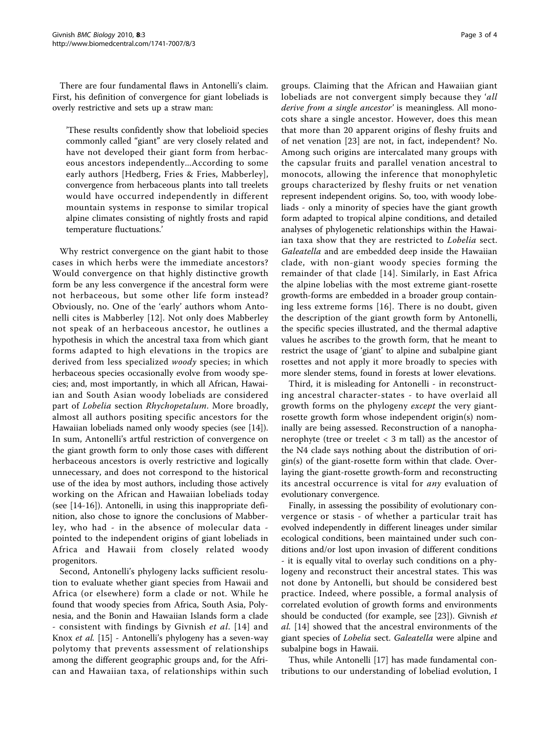There are four fundamental flaws in Antonelli's claim. First, his definition of convergence for giant lobeliads is overly restrictive and sets up a straw man:

> 'These results confidently show that lobelioid species commonly called "giant" are very closely related and have not developed their giant form from herbaceous ancestors independently...According to some early authors [Hedberg, Fries & Fries, Mabberley], convergence from herbaceous plants into tall treelets would have occurred independently in different mountain systems in response to similar tropical alpine climates consisting of nightly frosts and rapid temperature fluctuations.'

Why restrict convergence on the giant habit to those cases in which herbs were the immediate ancestors? Would convergence on that highly distinctive growth form be any less convergence if the ancestral form were not herbaceous, but some other life form instead? Obviously, no. One of the 'early' authors whom Antonelli cites is Mabberley [12]. Not only does Mabberley not speak of an herbaceous ancestor, he outlines a hypothesis in which the ancestral taxa from which giant forms adapted to high elevations in the tropics are derived from less specialized *woody* species; in which herbaceous species occasionally evolve from woody species; and, most importantly, in which all African, Hawaiian and South Asian woody lobeliads are considered part of *Lobelia* section *Rhychopetalum*. More broadly, almost all authors positing specific ancestors for the Hawaiian lobeliads named only woody species (see [14]). In sum, Antonelli's artful restriction of convergence on the giant growth form to only those cases with different herbaceous ancestors is overly restrictive and logically unnecessary, and does not correspond to the historical use of the idea by most authors, including those actively working on the African and Hawaiian lobeliads today (see [14-16]). Antonelli, in using this inappropriate definition, also chose to ignore the conclusions of Mabberley, who had - in the absence of molecular data - pointed to the independent origins of giant lobeliads in Africa and Hawaii from closely related woody progenitors.

Second, Antonelli's phylogeny lacks sufficient resolution to evaluate whether giant species from Hawaii and Africa (or elsewhere) form a clade or not. While he found that woody species from Africa, South Asia, Polynesia, and the Bonin and Hawaiian Islands form a clade - consistent with findings by Givnish *et al*. [14] and Knox *et al*. [15] - Antonelli's phylogeny has a seven-way polytomy that prevents assessment of relationships among the different geographic groups and, for the African and Hawaiian taxa, of relationships within such groups. Claiming that the African and Hawaiian giant lobeliads are not convergent simply because they '*all derive from a single ancestor*' is meaningless. All monocots share a single ancestor. However, does this mean that more than 20 apparent origins of fleshy fruits and of net venation [23] are not, in fact, independent? No. Among such origins are intercalated many groups with the capsular fruits and parallel venation ancestral to monocots, allowing the inference that monophyletic groups characterized by fleshy fruits or net venation represent independent origins. So, too, with woody lobeliads - only a minority of species have the giant growth form adapted to tropical alpine conditions, and detailed analyses of phylogenetic relationships within the Hawaiian taxa show that they are restricted to *Lobelia* sect. *Galeatella* and are embedded deep inside the Hawaiian clade, with non-giant woody species forming the remainder of that clade [14]. Similarly, in East Africa the alpine lobelias with the most extreme giant-rosette growth-forms are embedded in a broader group containing less extreme forms [16]. There is no doubt, given the description of the giant growth form by Antonelli, the specific species illustrated, and the thermal adaptive values he ascribes to the growth form, that he meant to restrict the usage of 'giant' to alpine and subalpine giant rosettes and not apply it more broadly to species with more slender stems, found in forests at lower elevations.

Third, it is misleading for Antonelli - in reconstructing ancestral character-states - to have overlaid all growth forms on the phylogeny *except* the very giant-rosette growth form whose independent origin(s) nominally are being assessed. Reconstruction of a nanophanerophyte (tree or treelet < 3 m tall) as the ancestor of the N4 clade says nothing about the distribution of origin(s) of the giant-rosette form within that clade. Overlaying the giant-rosette growth-form and reconstructing its ancestral occurrence is vital for *any* evaluation of evolutionary convergence.

Finally, in assessing the possibility of evolutionary convergence or stasis - of whether a particular trait has evolved independently in different lineages under similar ecological conditions, been maintained under such conditions and/or lost upon invasion of different conditions - it is equally vital to overlay such conditions on a phylogeny and reconstruct their ancestral states. This was not done by Antonelli, but should be considered best practice. Indeed, where possible, a formal analysis of correlated evolution of growth forms and environments should be conducted (for example, see [23]). Givnish *et al*. [14] showed that the ancestral environments of the giant species of *Lobelia* sect. *Galeatella* were alpine and subalpine bogs in Hawaii.

Thus, while Antonelli [17] has made fundamental contributions to our understanding of lobeliad evolution, I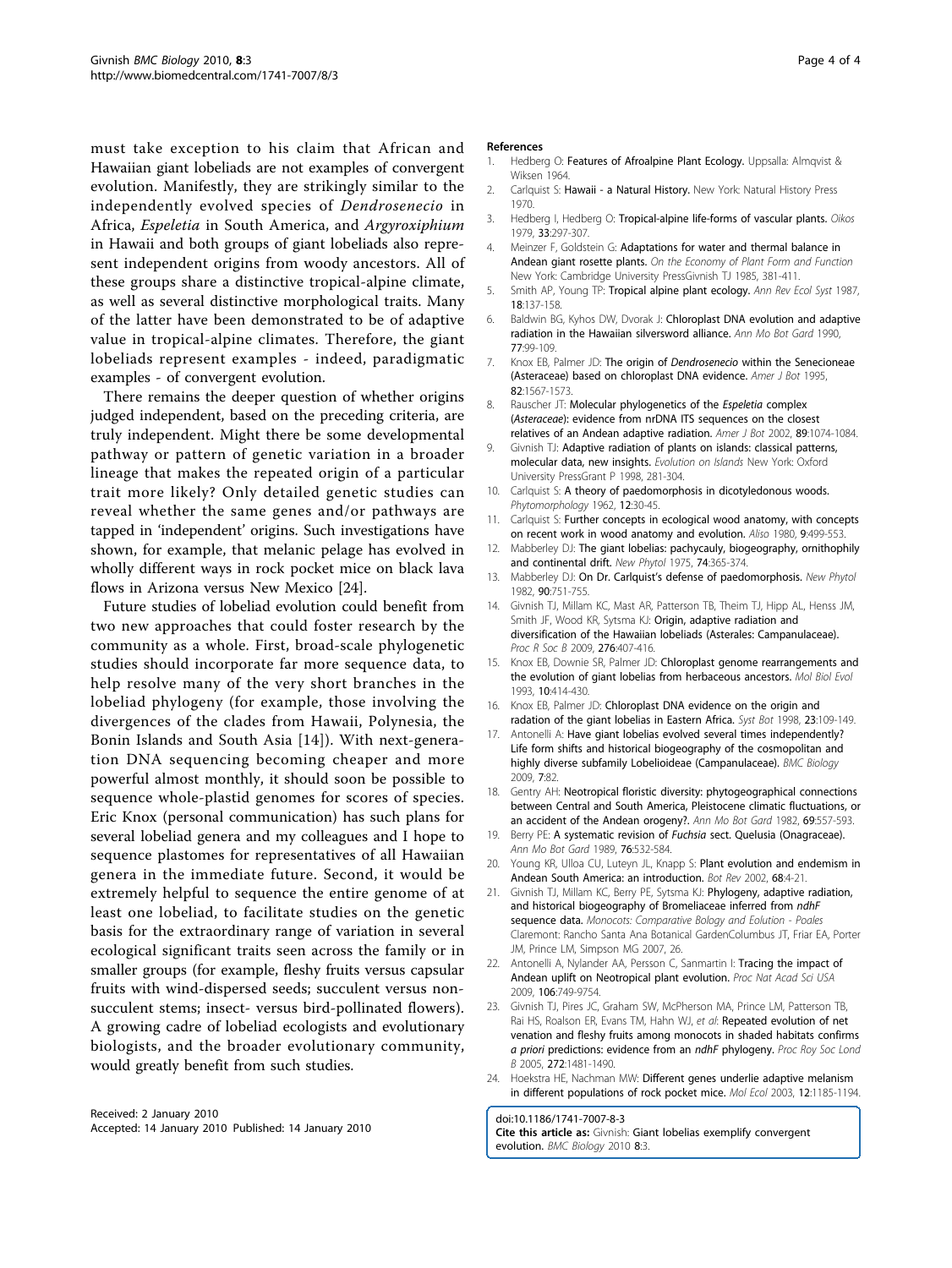must take exception to his claim that African and Hawaiian giant lobeliads are not examples of convergent evolution. Manifestly, they are strikingly similar to the independently evolved species of *Dendrosenecio* in Africa, *Espeletia* in South America, and *Argyroxiphium* in Hawaii and both groups of giant lobeliads also represent independent origins from woody ancestors. All of these groups share a distinctive tropical-alpine climate, as well as several distinctive morphological traits. Many of the latter have been demonstrated to be of adaptive value in tropical-alpine climates. Therefore, the giant lobeliads represent examples - indeed, paradigmatic examples - of convergent evolution.

There remains the deeper question of whether origins judged independent, based on the preceding criteria, are truly independent. Might there be some developmental pathway or pattern of genetic variation in a broader lineage that makes the repeated origin of a particular trait more likely? Only detailed genetic studies can reveal whether the same genes and/or pathways are tapped in 'independent' origins. Such investigations have shown, for example, that melanic pelage has evolved in wholly different ways in rock pocket mice on black lava flows in Arizona versus New Mexico [24].

Future studies of lobeliad evolution could benefit from two new approaches that could foster research by the community as a whole. First, broad-scale phylogenetic studies should incorporate far more sequence data, to help resolve many of the very short branches in the lobeliad phylogeny (for example, those involving the divergences of the clades from Hawaii, Polynesia, the Bonin Islands and South Asia [14]). With next-generation DNA sequencing becoming cheaper and more powerful almost monthly, it should soon be possible to sequence whole-plastid genomes for scores of species. Eric Knox (personal communication) has such plans for several lobeliad genera and my colleagues and I hope to sequence plastomes for representatives of all Hawaiian genera in the immediate future. Second, it would be extremely helpful to sequence the entire genome of at least one lobeliad, to facilitate studies on the genetic basis for the extraordinary range of variation in several ecological significant traits seen across the family or in smaller groups (for example, fleshy fruits versus capsular fruits with wind-dispersed seeds; succulent versus non-succulent stems; insect- versus bird-pollinated flowers). A growing cadre of lobeliad ecologists and evolutionary biologists, and the broader evolutionary community, would greatly benefit from such studies.

Received: 2 January 2010
Accepted: 14 January 2010 Published: 14 January 2010

## References

1. Hedberg O: **Features of Afroalpine Plant Ecology.** Uppsala: Almqvist & Wiksen 1964.
2. Carlquist S: **Hawaii - a Natural History.** New York: Natural History Press 1970.
3. Hedberg I, Hedberg O: **Tropical-alpine life-forms of vascular plants.** *Oikos* 1979, **33**:297-307.
4. Meinzer F, Goldstein G: **Adaptations for water and thermal balance in Andean giant rosette plants.** *On the Economy of Plant Form and Function* New York: Cambridge University PressGivnish TJ 1985, 381-411.
5. Smith AP, Young TP: **Tropical alpine plant ecology.** *Ann Rev Ecol Syst* 1987, **18**:137-158.
6. Baldwin BG, Kyhos DW, Dvorak J: **Chloroplast DNA evolution and adaptive radiation in the Hawaiian silversword alliance.** *Ann Mo Bot Gard* 1990, **77**:99-109.
7. Knox EB, Palmer JD: **The origin of *Dendrosenecio* within the Senecioneae (Asteraceae) based on chloroplast DNA evidence.** *Amer J Bot* 1995, **82**:1567-1573.
8. Rauscher JT: **Molecular phylogenetics of the *Espeletia* complex (*Asteraceae*): evidence from nrDNA ITS sequences on the closest relatives of an Andean adaptive radiation.** *Amer J Bot* 2002, **89**:1074-1084.
9. Givnish TJ: **Adaptive radiation of plants on islands: classical patterns, molecular data, new insights.** *Evolution on Islands* New York: Oxford University PressGrant P 1998, 281-304.
10. Carlquist S: **A theory of paedomorphosis in dicotyledonous woods.** *Phytomorphology* 1962, **12**:30-45.
11. Carlquist S: **Further concepts in ecological wood anatomy, with concepts on recent work in wood anatomy and evolution.** *Aliso* 1980, **9**:499-553.
12. Mabberley DJ: **The giant lobelias: pachycauly, biogeography, ornithophily and continental drift.** *New Phytol* 1975, **74**:365-374.
13. Mabberley DJ: **On Dr. Carlquist's defense of paedomorphosis.** *New Phytol* 1982, **90**:751-755.
14. Givnish TJ, Millam KC, Mast AR, Patterson TB, Theim TJ, Hipp AL, Henss JM, Smith JF, Wood KR, Sytsma KJ: **Origin, adaptive radiation and diversification of the Hawaiian lobeliads (Asterales: Campanulaceae).** *Proc R Soc B* 2009, **276**:407-416.
15. Knox EB, Downie SR, Palmer JD: **Chloroplast genome rearrangements and the evolution of giant lobelias from herbaceous ancestors.** *Mol Biol Evol* 1993, **10**:414-430.
16. Knox EB, Palmer JD: **Chloroplast DNA evidence on the origin and radiation of the giant lobelias in Eastern Africa.** *Syst Bot* 1998, **23**:109-149.
17. Antonelli A: **Have giant lobelias evolved several times independently? Life form shifts and historical biogeography of the cosmopolitan and highly diverse subfamily Lobelioideae (Campanulaceae).** *BMC Biology* 2009, **7**:82.
18. Gentry AH: **Neotropical floristic diversity: phytogeographical connections between Central and South America, Pleistocene climatic fluctuations, or an accident of the Andean orogeny?.** *Ann Mo Bot Gard* 1982, **69**:557-593.
19. Berry PE: **A systematic revision of *Fuchsia* sect. Quelusia (Onagraceae).** *Ann Mo Bot Gard* 1989, **76**:532-584.
20. Young KR, Ulloa CU, Luteyn JL, Knapp S: **Plant evolution and endemism in Andean South America: an introduction.** *Bot Rev* 2002, **68**:4-21.
21. Givnish TJ, Millam KC, Berry PE, Sytsma KJ: **Phylogeny, adaptive radiation, and historical biogeography of Bromeliaceae inferred from *ndhF* sequence data.** *Monocots: Comparative Bology and Eolution - Poales* Claremont: Rancho Santa Ana Botanical GardenColumbus JT, Friar EA, Porter JM, Prince LM, Simpson MG 2007, 26.
22. Antonelli A, Nylander AA, Persson C, Sanmartin I: **Tracing the impact of Andean uplift on Neotropical plant evolution.** *Proc Nat Acad Sci USA* 2009, **106**:749-9754.
23. Givnish TJ, Pires JC, Graham SW, McPherson MA, Prince LM, Patterson TB, Rai HS, Roalson ER, Evans TM, Hahn WJ, *et al*: **Repeated evolution of net venation and fleshy fruits among monocots in shaded habitats confirms *a priori* predictions: evidence from an *ndhF* phylogeny.** *Proc Roy Soc Lond B* 2005, **272**:1481-1490.
24. Hoekstra HE, Nachman MW: **Different genes underlie adaptive melanism in different populations of rock pocket mice.** *Mol Ecol* 2003, **12**:1185-1194.

doi:10.1186/1741-7007-8-3
**Cite this article as:** Givnish: Giant lobelias exemplify convergent evolution. *BMC Biology* 2010 **8**:3.